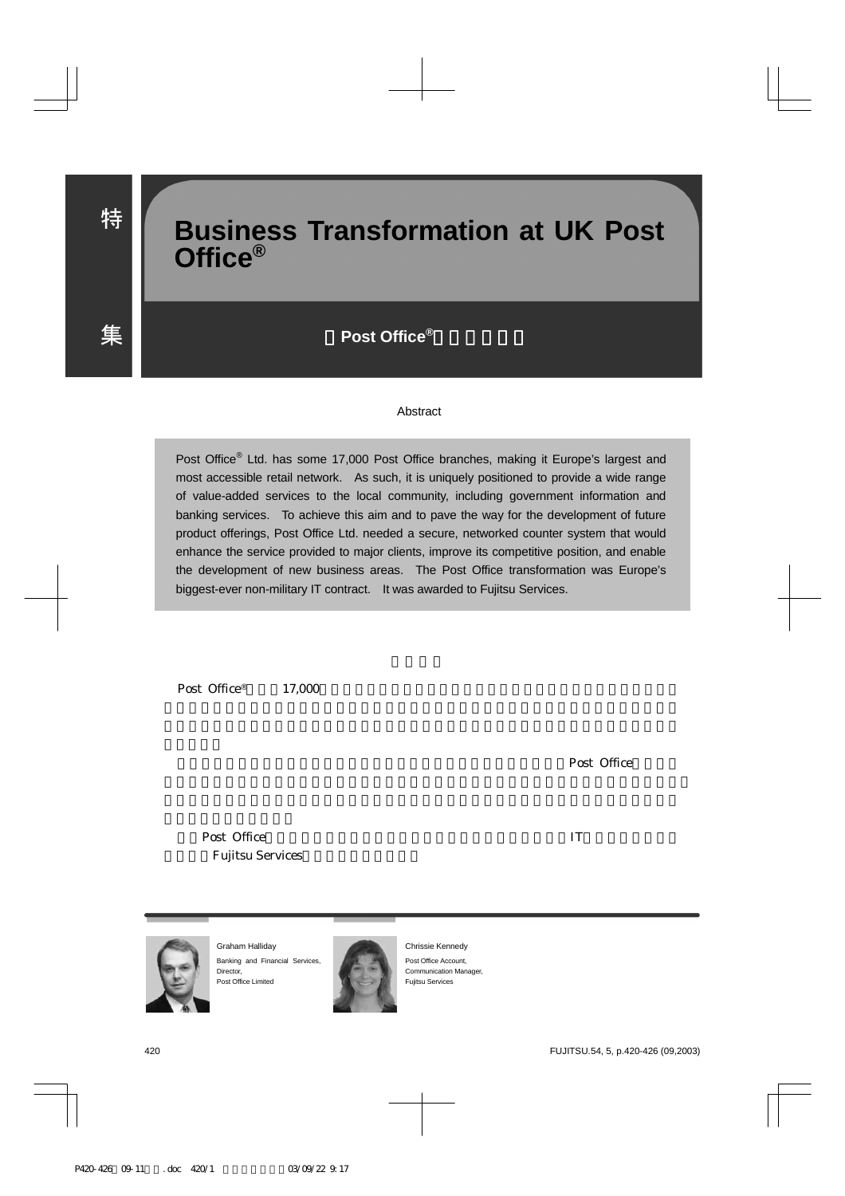特集

# Business Transformation at UK Post Office®

Post Office®

Abstract

Post Office® Ltd. has some 17,000 Post Office branches, making it Europe's largest and most accessible retail network. As such, it is uniquely positioned to provide a wide range of value-added services to the local community, including government information and banking services. To achieve this aim and to pave the way for the development of future product offerings, Post Office Ltd. needed a secure, networked counter system that would enhance the service provided to major clients, improve its competitive position, and enable the development of new business areas. The Post Office transformation was Europe's biggest-ever non-military IT contract. It was awarded to Fujitsu Services.

Post Office® 17,000

Post Office

Post Office IT

Fujitsu Services

Graham Halliday
Banking and Financial Services, Director,
Post Office Limited

Chrissie Kennedy
Post Office Account, Communication Manager,
Fujitsu Services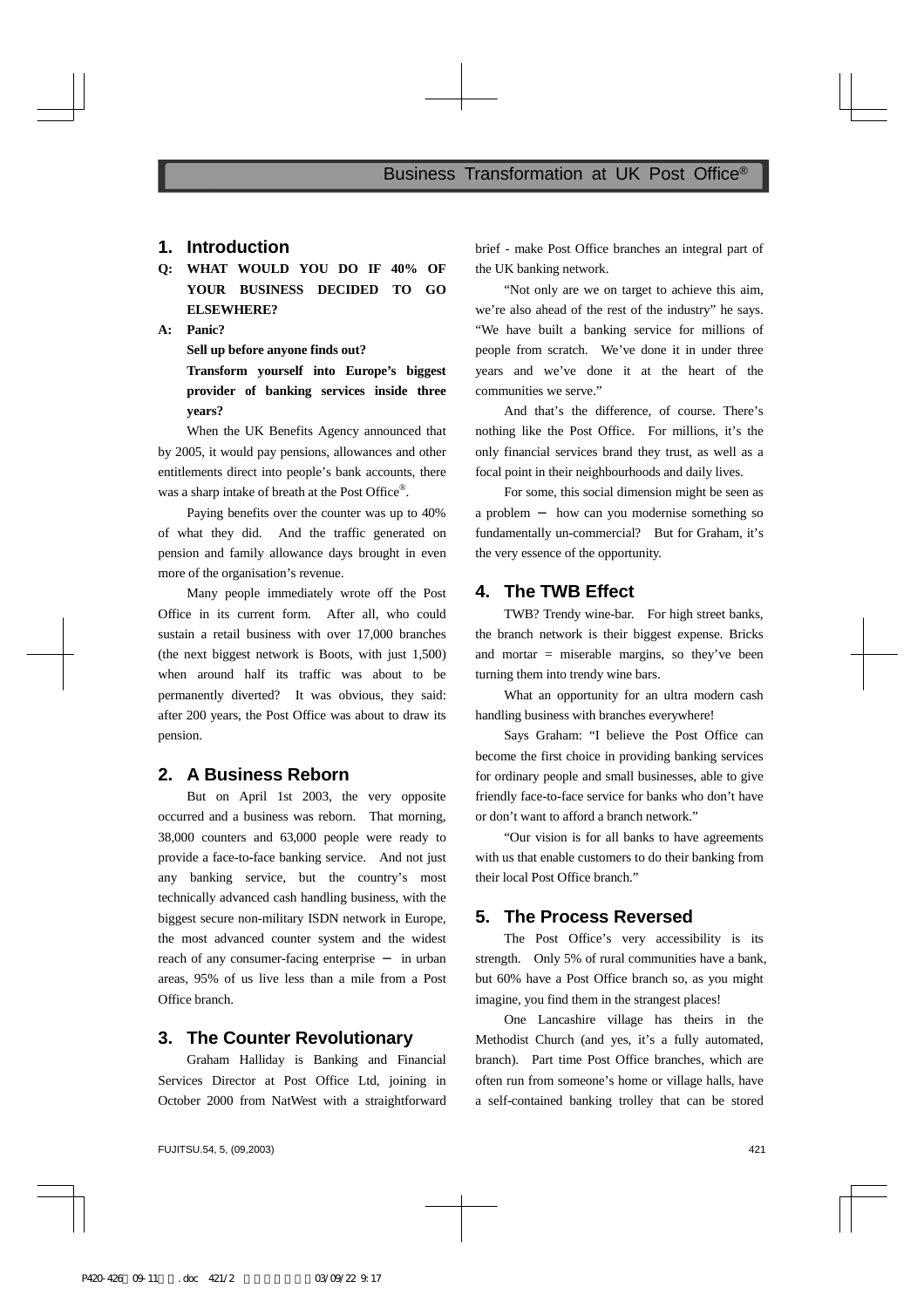# Business Transformation at UK Post Office®

## 1. Introduction

**Q: WHAT WOULD YOU DO IF 40% OF YOUR BUSINESS DECIDED TO GO ELSEWHERE?**

**A: Panic?**

**Sell up before anyone finds out?**

**Transform yourself into Europe's biggest provider of banking services inside three years?**

When the UK Benefits Agency announced that by 2005, it would pay pensions, allowances and other entitlements direct into people's bank accounts, there was a sharp intake of breath at the Post Office®.

Paying benefits over the counter was up to 40% of what they did. And the traffic generated on pension and family allowance days brought in even more of the organisation's revenue.

Many people immediately wrote off the Post Office in its current form. After all, who could sustain a retail business with over 17,000 branches (the next biggest network is Boots, with just 1,500) when around half its traffic was about to be permanently diverted? It was obvious, they said: after 200 years, the Post Office was about to draw its pension.

## 2. A Business Reborn

But on April 1st 2003, the very opposite occurred and a business was reborn. That morning, 38,000 counters and 63,000 people were ready to provide a face-to-face banking service. And not just any banking service, but the country's most technically advanced cash handling business, with the biggest secure non-military ISDN network in Europe, the most advanced counter system and the widest reach of any consumer-facing enterprise – in urban areas, 95% of us live less than a mile from a Post Office branch.

## 3. The Counter Revolutionary

Graham Halliday is Banking and Financial Services Director at Post Office Ltd, joining in October 2000 from NatWest with a straightforward brief - make Post Office branches an integral part of the UK banking network.

"Not only are we on target to achieve this aim, we're also ahead of the rest of the industry" he says. "We have built a banking service for millions of people from scratch. We've done it in under three years and we've done it at the heart of the communities we serve."

And that's the difference, of course. There's nothing like the Post Office. For millions, it's the only financial services brand they trust, as well as a focal point in their neighbourhoods and daily lives.

For some, this social dimension might be seen as a problem – how can you modernise something so fundamentally un-commercial? But for Graham, it's the very essence of the opportunity.

## 4. The TWB Effect

TWB? Trendy wine-bar. For high street banks, the branch network is their biggest expense. Bricks and mortar = miserable margins, so they've been turning them into trendy wine bars.

What an opportunity for an ultra modern cash handling business with branches everywhere!

Says Graham: "I believe the Post Office can become the first choice in providing banking services for ordinary people and small businesses, able to give friendly face-to-face service for banks who don't have or don't want to afford a branch network."

"Our vision is for all banks to have agreements with us that enable customers to do their banking from their local Post Office branch."

## 5. The Process Reversed

The Post Office's very accessibility is its strength. Only 5% of rural communities have a bank, but 60% have a Post Office branch so, as you might imagine, you find them in the strangest places!

One Lancashire village has theirs in the Methodist Church (and yes, it's a fully automated, branch). Part time Post Office branches, which are often run from someone's home or village halls, have a self-contained banking trolley that can be stored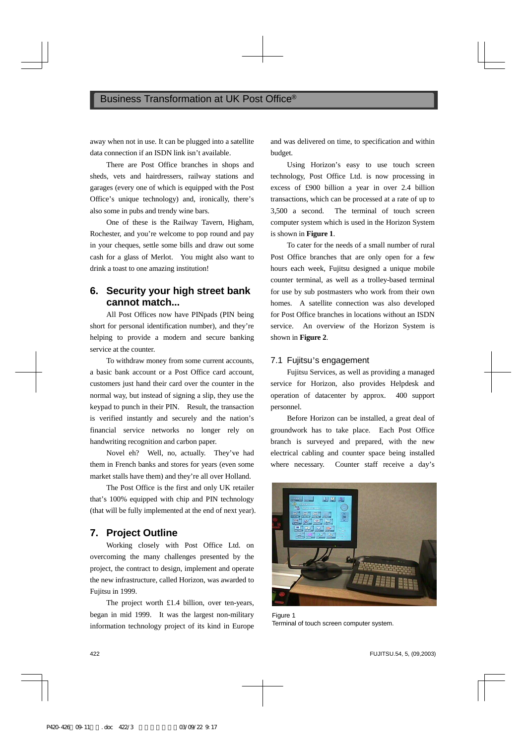away when not in use. It can be plugged into a satellite data connection if an ISDN link isn't available.

There are Post Office branches in shops and sheds, vets and hairdressers, railway stations and garages (every one of which is equipped with the Post Office's unique technology) and, ironically, there's also some in pubs and trendy wine bars.

One of these is the Railway Tavern, Higham, Rochester, and you're welcome to pop round and pay in your cheques, settle some bills and draw out some cash for a glass of Merlot. You might also want to drink a toast to one amazing institution!

## 6. Security your high street bank cannot match...

All Post Offices now have PINpads (PIN being short for personal identification number), and they're helping to provide a modern and secure banking service at the counter.

To withdraw money from some current accounts, a basic bank account or a Post Office card account, customers just hand their card over the counter in the normal way, but instead of signing a slip, they use the keypad to punch in their PIN. Result, the transaction is verified instantly and securely and the nation's financial service networks no longer rely on handwriting recognition and carbon paper.

Novel eh? Well, no, actually. They've had them in French banks and stores for years (even some market stalls have them) and they're all over Holland.

The Post Office is the first and only UK retailer that's 100% equipped with chip and PIN technology (that will be fully implemented at the end of next year).

## 7. Project Outline

Working closely with Post Office Ltd. on overcoming the many challenges presented by the project, the contract to design, implement and operate the new infrastructure, called Horizon, was awarded to Fujitsu in 1999.

The project worth £1.4 billion, over ten-years, began in mid 1999. It was the largest non-military information technology project of its kind in Europe and was delivered on time, to specification and within budget.

Using Horizon's easy to use touch screen technology, Post Office Ltd. is now processing in excess of £900 billion a year in over 2.4 billion transactions, which can be processed at a rate of up to 3,500 a second. The terminal of touch screen computer system which is used in the Horizon System is shown in **Figure 1**.

To cater for the needs of a small number of rural Post Office branches that are only open for a few hours each week, Fujitsu designed a unique mobile counter terminal, as well as a trolley-based terminal for use by sub postmasters who work from their own homes. A satellite connection was also developed for Post Office branches in locations without an ISDN service. An overview of the Horizon System is shown in **Figure 2**.

### 7.1 Fujitsu's engagement

Fujitsu Services, as well as providing a managed service for Horizon, also provides Helpdesk and operation of datacenter by approx. 400 support personnel.

Before Horizon can be installed, a great deal of groundwork has to take place. Each Post Office branch is surveyed and prepared, with the new electrical cabling and counter space being installed where necessary. Counter staff receive a day's

Figure 1
Terminal of touch screen computer system.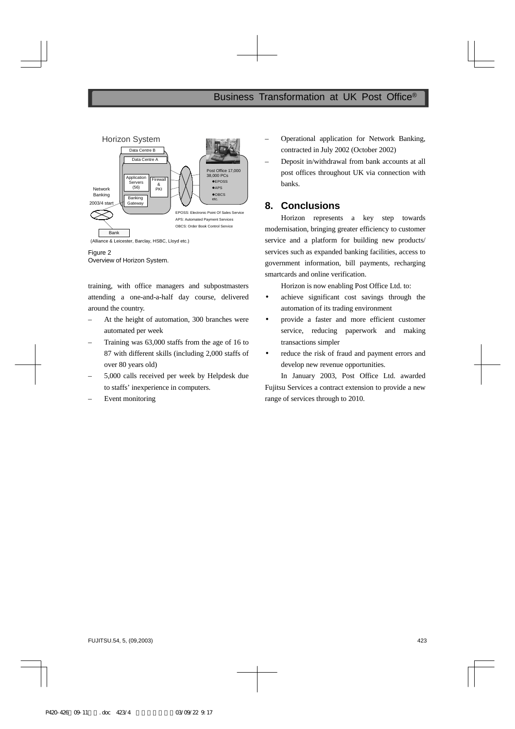Figure 2
Overview of Horizon System.

training, with office managers and subpostmasters attending a one-and-a-half day course, delivered around the country.

– At the height of automation, 300 branches were automated per week
– Training was 63,000 staffs from the age of 16 to 87 with different skills (including 2,000 staffs of over 80 years old)
– 5,000 calls received per week by Helpdesk due to staffs' inexperience in computers.
– Event monitoring
– Operational application for Network Banking, contracted in July 2002 (October 2002)
– Deposit in/withdrawal from bank accounts at all post offices throughout UK via connection with banks.

## 8. Conclusions

Horizon represents a key step towards modernisation, bringing greater efficiency to customer service and a platform for building new products/services such as expanded banking facilities, access to government information, bill payments, recharging smartcards and online verification.

Horizon is now enabling Post Office Ltd. to:

- achieve significant cost savings through the automation of its trading environment
- provide a faster and more efficient customer service, reducing paperwork and making transactions simpler
- reduce the risk of fraud and payment errors and develop new revenue opportunities.

In January 2003, Post Office Ltd. awarded Fujitsu Services a contract extension to provide a new range of services through to 2010.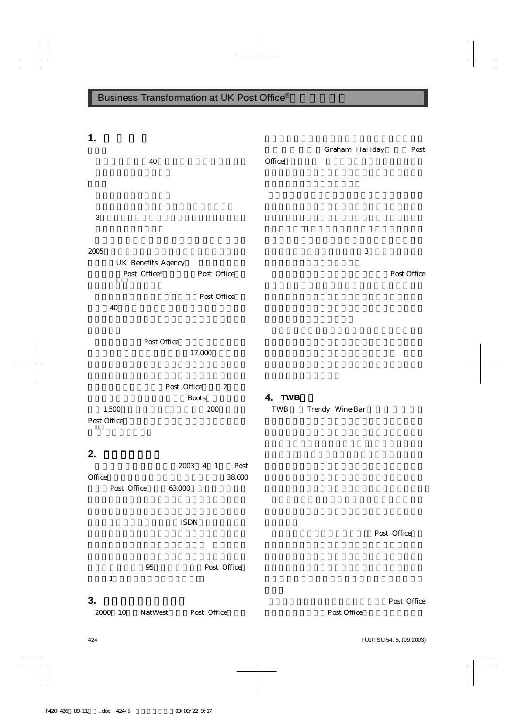## 1.

40

3

2005

UK Benefits Agency

Post Office® Post Office

Post Office

40

Post Office

17,000

Post Office 2

Boots

1,500 200

Post Office

## 2.

2003 4 1 Post Office 38,000

Post Office 63,000

ISDN

95 Post Office

1

## 3.

2000 10 NatWest Post Office

Graham Halliday Post Office

3

Post Office

## 4. TWB

TWB Trendy Wine-Bar

Post Office

Post Office

Post Office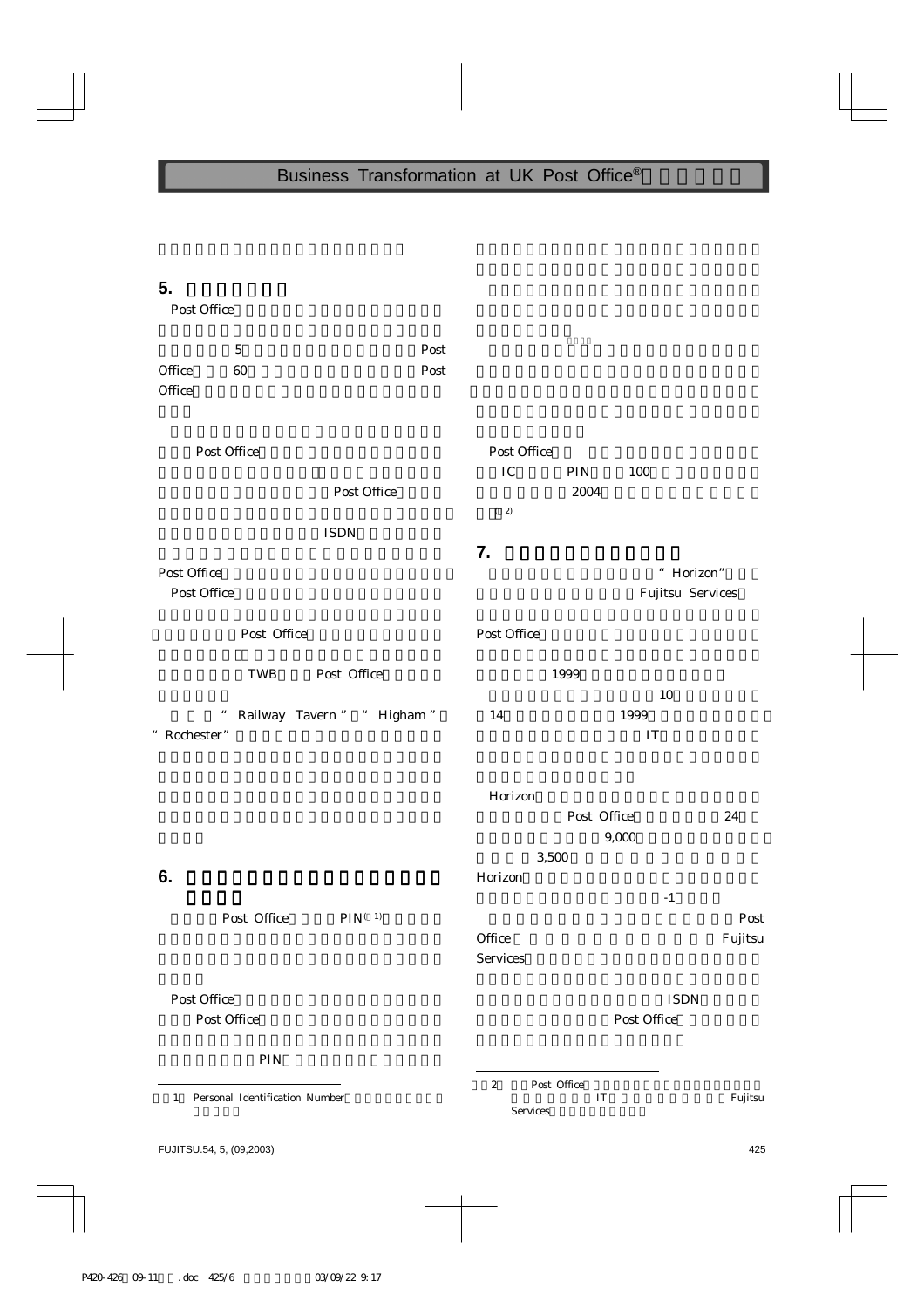## 5.

Post Office

5 Post Office 60 Post Office

Post Office

Post Office

ISDN

Post Office

Post Office

Post Office

TWB Post Office

“Railway Tavern” “Higham” “Rochester”

## 6.

Post Office PIN(注1)

Post Office

Post Office

PIN

Post Office

IC PIN 100

2004

(注2)

## 7.

“Horizon”

Fujitsu Services

Post Office

1999

10

14 1999

IT

Horizon

Post Office 24

9,000

3,500

Horizon

-1

Post Office Fujitsu Services

ISDN

Post Office

---

注1) Personal Identification Number

注2) Post Office IT Fujitsu Services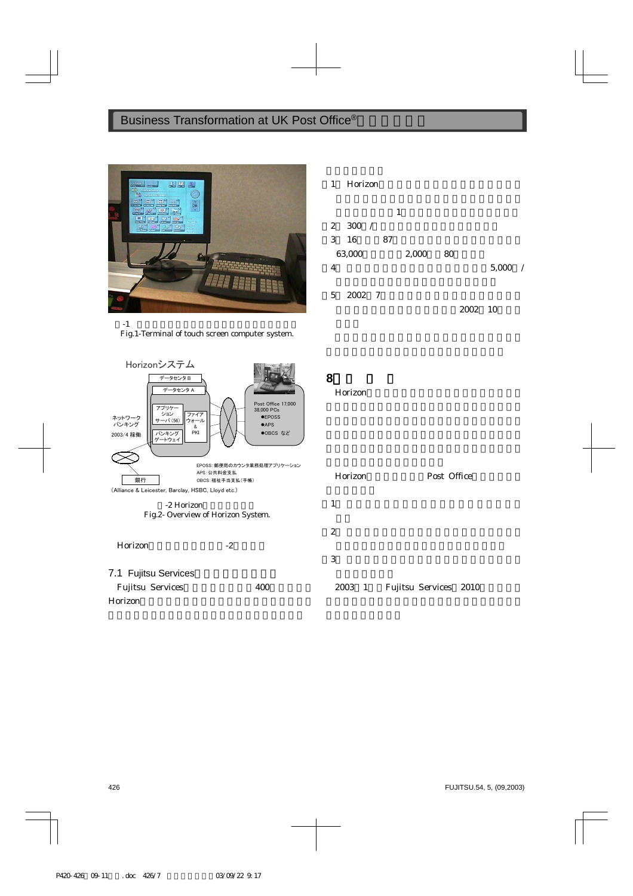図-1 タッチスクリーン方式の端末
Fig.1-Terminal of touch screen computer system.

Horizonシステム

データセンタ B

データセンタ A

アプリケーションサーバ (56)

ファイアウォール & PKI

バンキングゲートウェイ

ネットワークバンキング

2003/4 稼働

Post Office 17,000
38,000 PCs
●EPOSS
●APS
●OBCS など

銀行

(Alliance & Leicester, Barclay, HSBC, Lloyd etc.)

EPOSS: 郵便局のカウンタ業務処理アプリケーション
APS: 公共料金支払
OBCS: 福祉手当支払(手帳)

図-2 Horizon
Fig.2- Overview of Horizon System.

Horizon -2

7.1 Fujitsu Services

Fujitsu Services 400

Horizon

1 Horizon

1

2 300 /

3 16 87

63,000 2,000 80

4 5,000 /

5 2002 7

2002 10

## 8

Horizon

Horizon Post Office

1

2

3

2003 1 Fujitsu Services 2010